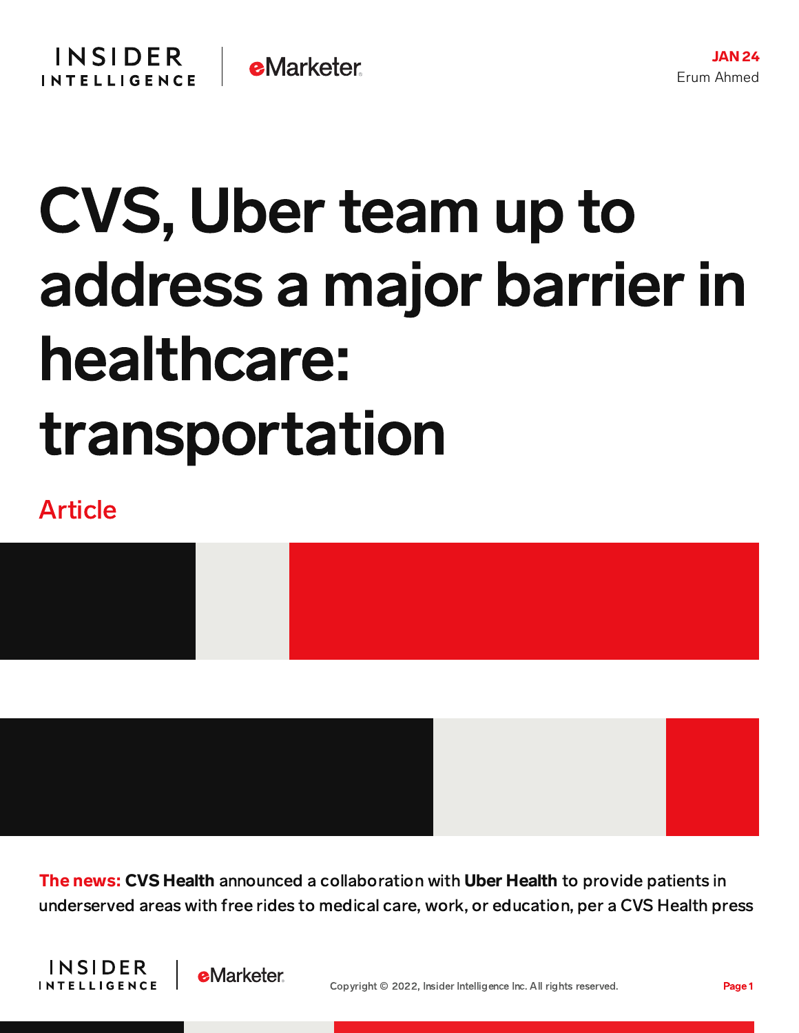JAN 24
Erum Ahmed

# CVS, Uber team up to address a major barrier in healthcare: transportation

Article

**The news:** **CVS Health** announced a collaboration with **Uber Health** to provide patients in underserved areas with free rides to medical care, work, or education, per a CVS Health press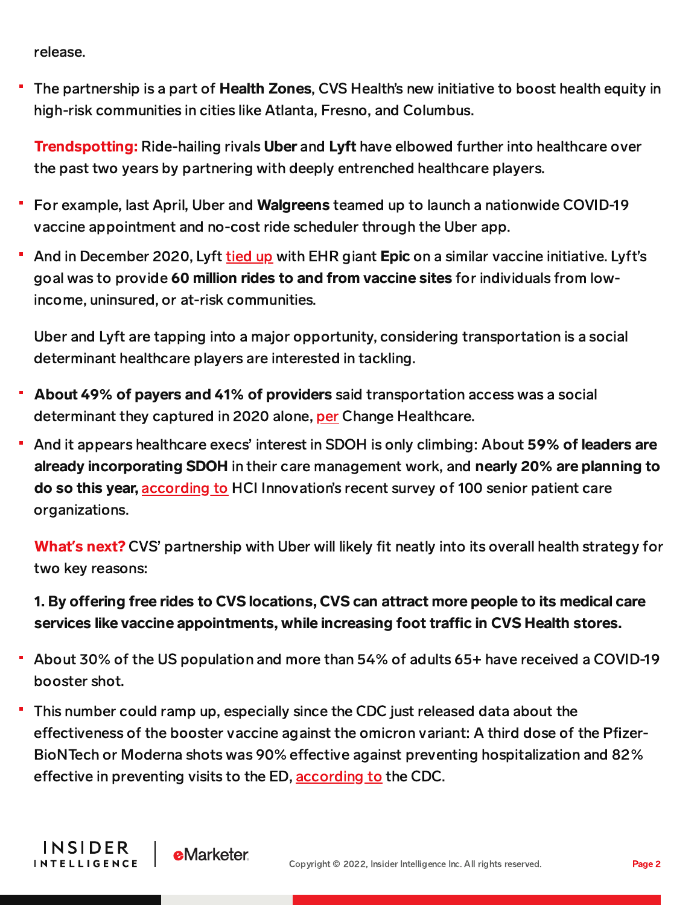release.

- The partnership is a part of **Health Zones**, CVS Health's new initiative to boost health equity in high-risk communities in cities like Atlanta, Fresno, and Columbus.

**Trendspotting:** Ride-hailing rivals **Uber** and **Lyft** have elbowed further into healthcare over the past two years by partnering with deeply entrenched healthcare players.

- For example, last April, Uber and **Walgreens** teamed up to launch a nationwide COVID-19 vaccine appointment and no-cost ride scheduler through the Uber app.
- And in December 2020, Lyft tied up with EHR giant **Epic** on a similar vaccine initiative. Lyft's goal was to provide **60 million rides to and from vaccine sites** for individuals from low-income, uninsured, or at-risk communities.

Uber and Lyft are tapping into a major opportunity, considering transportation is a social determinant healthcare players are interested in tackling.

- **About 49% of payers and 41% of providers** said transportation access was a social determinant they captured in 2020 alone, per Change Healthcare.
- And it appears healthcare execs' interest in SDOH is only climbing: About **59% of leaders are already incorporating SDOH** in their care management work, and **nearly 20% are planning to do so this year,** according to HCI Innovation's recent survey of 100 senior patient care organizations.

**What's next?** CVS' partnership with Uber will likely fit neatly into its overall health strategy for two key reasons:

**1. By offering free rides to CVS locations, CVS can attract more people to its medical care services like vaccine appointments, while increasing foot traffic in CVS Health stores.**

- About 30% of the US population and more than 54% of adults 65+ have received a COVID-19 booster shot.
- This number could ramp up, especially since the CDC just released data about the effectiveness of the booster vaccine against the omicron variant: A third dose of the Pfizer-BioNTech or Moderna shots was 90% effective against preventing hospitalization and 82% effective in preventing visits to the ED, according to the CDC.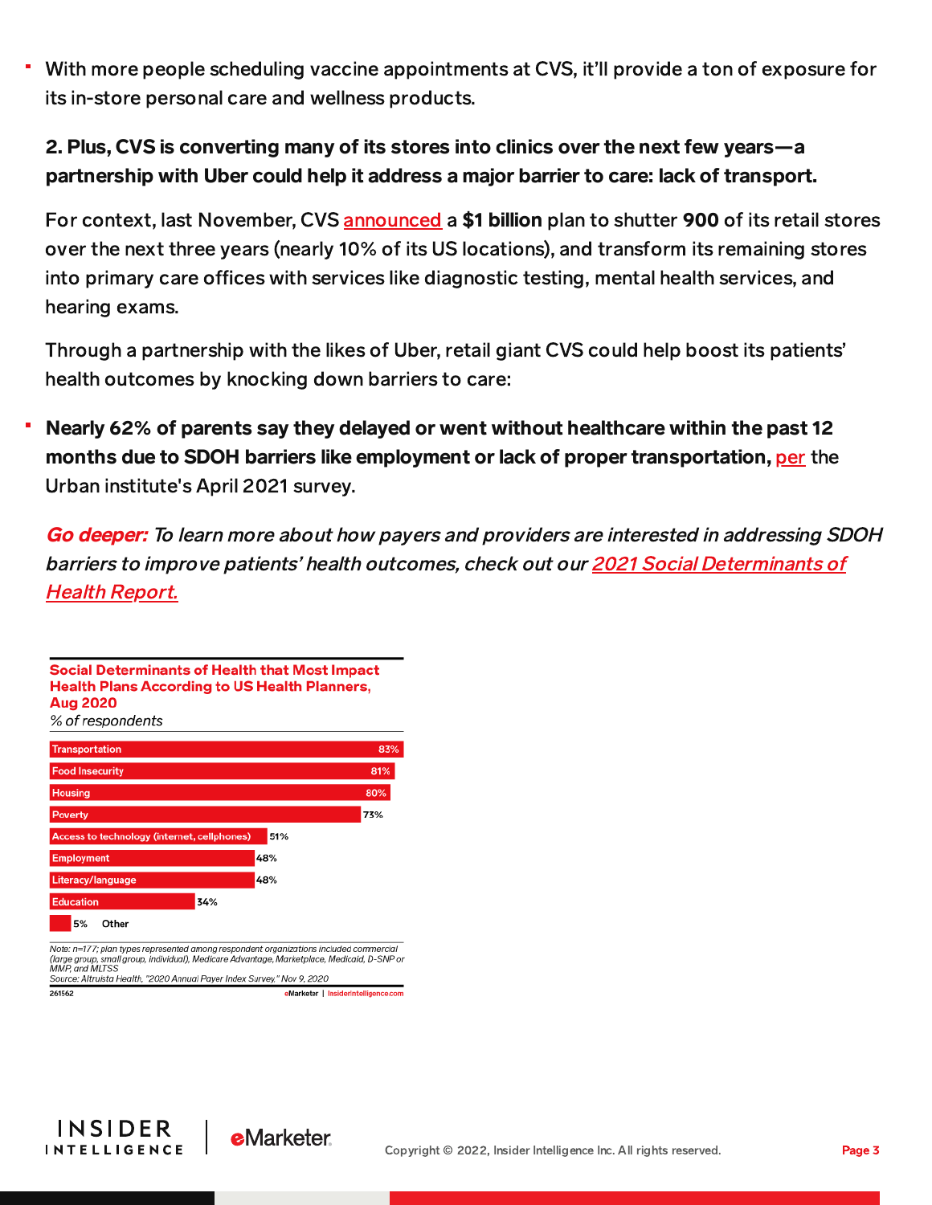- With more people scheduling vaccine appointments at CVS, it'll provide a ton of exposure for its in-store personal care and wellness products.

**2. Plus, CVS is converting many of its stores into clinics over the next few years—a partnership with Uber could help it address a major barrier to care: lack of transport.**

For context, last November, CVS announced a **$1 billion** plan to shutter **900** of its retail stores over the next three years (nearly 10% of its US locations), and transform its remaining stores into primary care offices with services like diagnostic testing, mental health services, and hearing exams.

Through a partnership with the likes of Uber, retail giant CVS could help boost its patients' health outcomes by knocking down barriers to care:

- **Nearly 62% of parents say they delayed or went without healthcare within the past 12 months due to SDOH barriers like employment or lack of proper transportation,** per the Urban institute's April 2021 survey.

***Go deeper:*** *To learn more about how payers and providers are interested in addressing SDOH barriers to improve patients' health outcomes, check out our 2021 Social Determinants of Health Report.*

**Social Determinants of Health that Most Impact Health Plans According to US Health Planners, Aug 2020**

*% of respondents*

Transportation 83%
Food Insecurity 81%
Housing 80%
Poverty 73%
Access to technology (internet, cellphones) 51%
Employment 48%
Literacy/language 48%
Education 34%
5% Other

*Note: n=177; plan types represented among respondent organizations included commercial (large group, small group, individual), Medicare Advantage, Marketplace, Medicaid, D-SNP or MMP, and MLTSS*
*Source: Altruista Health, "2020 Annual Payer Index Survey," Nov 9, 2020*

261562 eMarketer | InsiderIntelligence.com